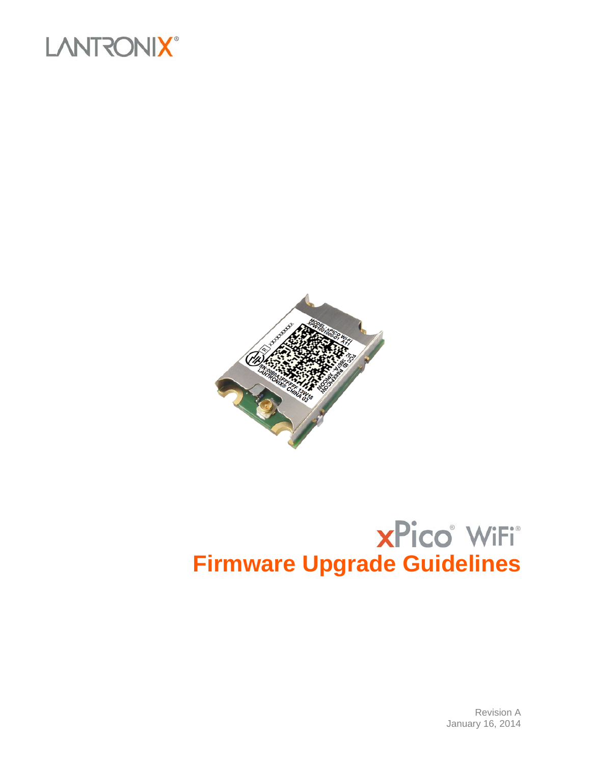LANTRONIX®

# xPico® WiFi®

# Firmware Upgrade Guidelines

Revision A

January 16, 2014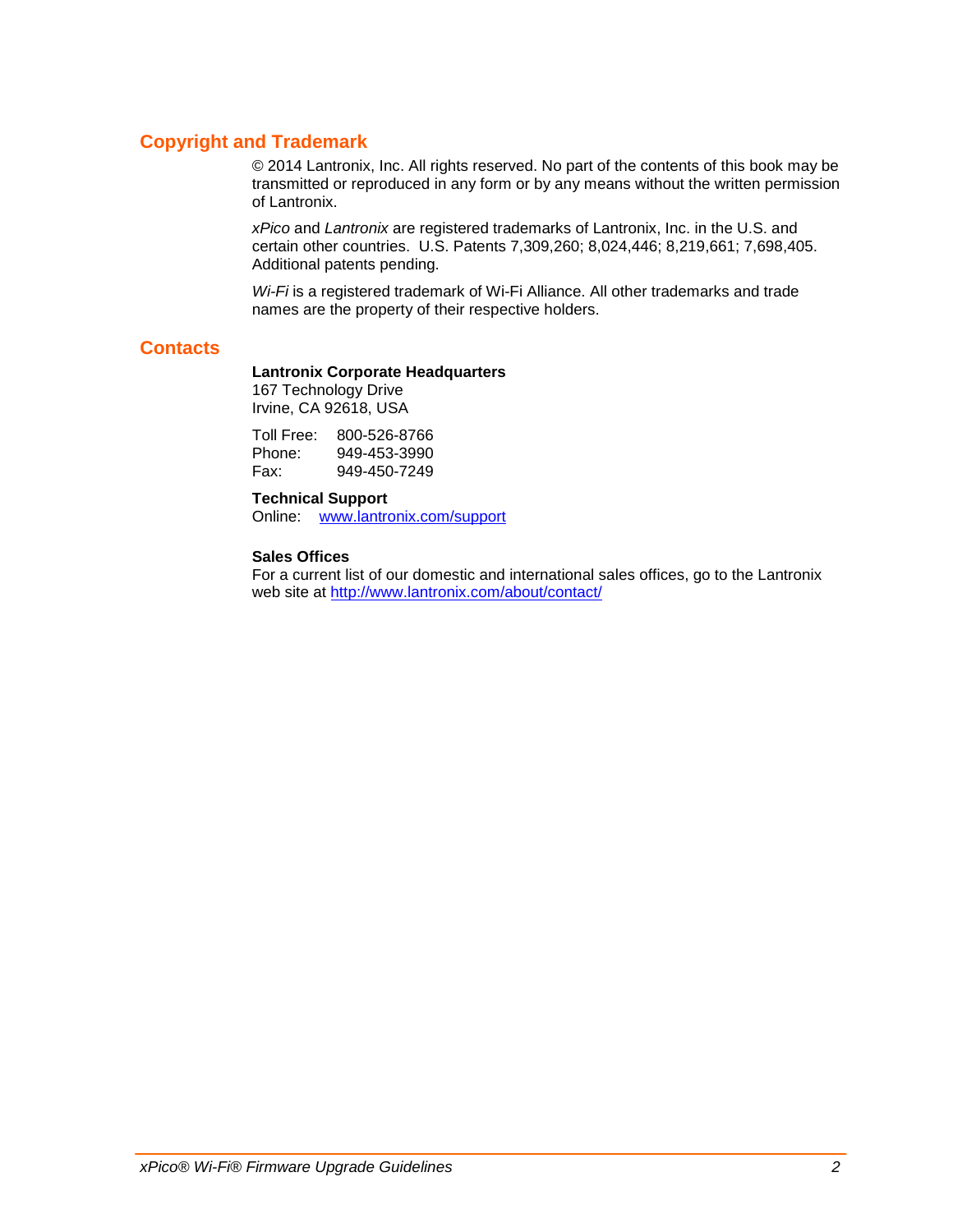## Copyright and Trademark

© 2014 Lantronix, Inc. All rights reserved. No part of the contents of this book may be transmitted or reproduced in any form or by any means without the written permission of Lantronix.

*xPico* and *Lantronix* are registered trademarks of Lantronix, Inc. in the U.S. and certain other countries. U.S. Patents 7,309,260; 8,024,446; 8,219,661; 7,698,405. Additional patents pending.

*Wi-Fi* is a registered trademark of Wi-Fi Alliance. All other trademarks and trade names are the property of their respective holders.

## Contacts

**Lantronix Corporate Headquarters**
167 Technology Drive
Irvine, CA 92618, USA

Toll Free: 800-526-8766
Phone: 949-453-3990
Fax: 949-450-7249

**Technical Support**
Online: www.lantronix.com/support

**Sales Offices**
For a current list of our domestic and international sales offices, go to the Lantronix web site at http://www.lantronix.com/about/contact/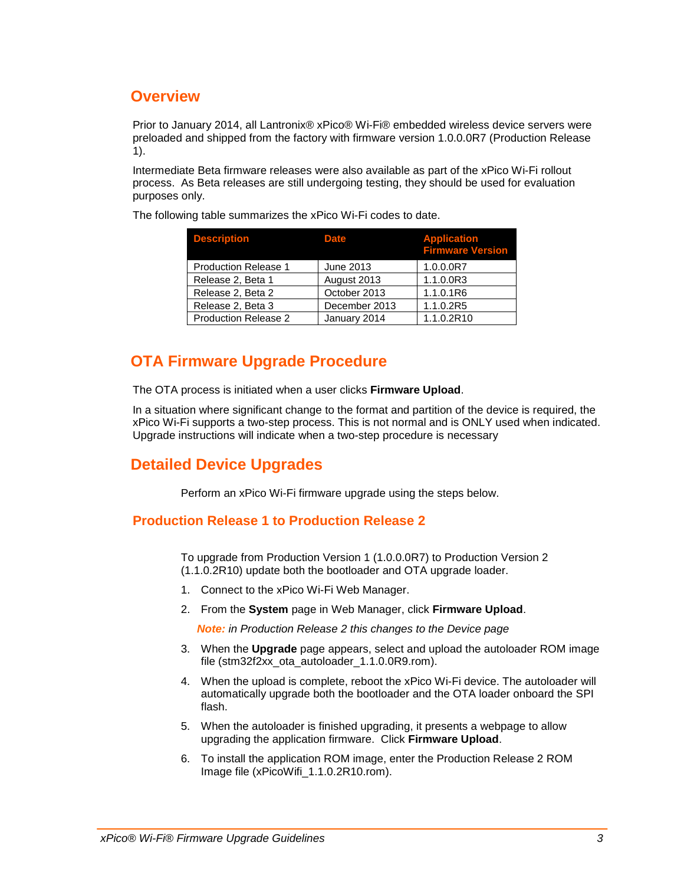## Overview

Prior to January 2014, all Lantronix® xPico® Wi-Fi® embedded wireless device servers were preloaded and shipped from the factory with firmware version 1.0.0.0R7 (Production Release 1).

Intermediate Beta firmware releases were also available as part of the xPico Wi-Fi rollout process. As Beta releases are still undergoing testing, they should be used for evaluation purposes only.

The following table summarizes the xPico Wi-Fi codes to date.

| Description | Date | Application Firmware Version |
|---|---|---|
| Production Release 1 | June 2013 | 1.0.0.0R7 |
| Release 2, Beta 1 | August 2013 | 1.1.0.0R3 |
| Release 2, Beta 2 | October 2013 | 1.1.0.1R6 |
| Release 2, Beta 3 | December 2013 | 1.1.0.2R5 |
| Production Release 2 | January 2014 | 1.1.0.2R10 |

## OTA Firmware Upgrade Procedure

The OTA process is initiated when a user clicks **Firmware Upload**.

In a situation where significant change to the format and partition of the device is required, the xPico Wi-Fi supports a two-step process. This is not normal and is ONLY used when indicated. Upgrade instructions will indicate when a two-step procedure is necessary

## Detailed Device Upgrades

Perform an xPico Wi-Fi firmware upgrade using the steps below.

### Production Release 1 to Production Release 2

To upgrade from Production Version 1 (1.0.0.0R7) to Production Version 2 (1.1.0.2R10) update both the bootloader and OTA upgrade loader.

1. Connect to the xPico Wi-Fi Web Manager.
2. From the **System** page in Web Manager, click **Firmware Upload**.

   ***Note:*** *in Production Release 2 this changes to the Device page*

3. When the **Upgrade** page appears, select and upload the autoloader ROM image file (stm32f2xx_ota_autoloader_1.1.0.0R9.rom).
4. When the upload is complete, reboot the xPico Wi-Fi device. The autoloader will automatically upgrade both the bootloader and the OTA loader onboard the SPI flash.
5. When the autoloader is finished upgrading, it presents a webpage to allow upgrading the application firmware. Click **Firmware Upload**.
6. To install the application ROM image, enter the Production Release 2 ROM Image file (xPicoWifi_1.1.0.2R10.rom).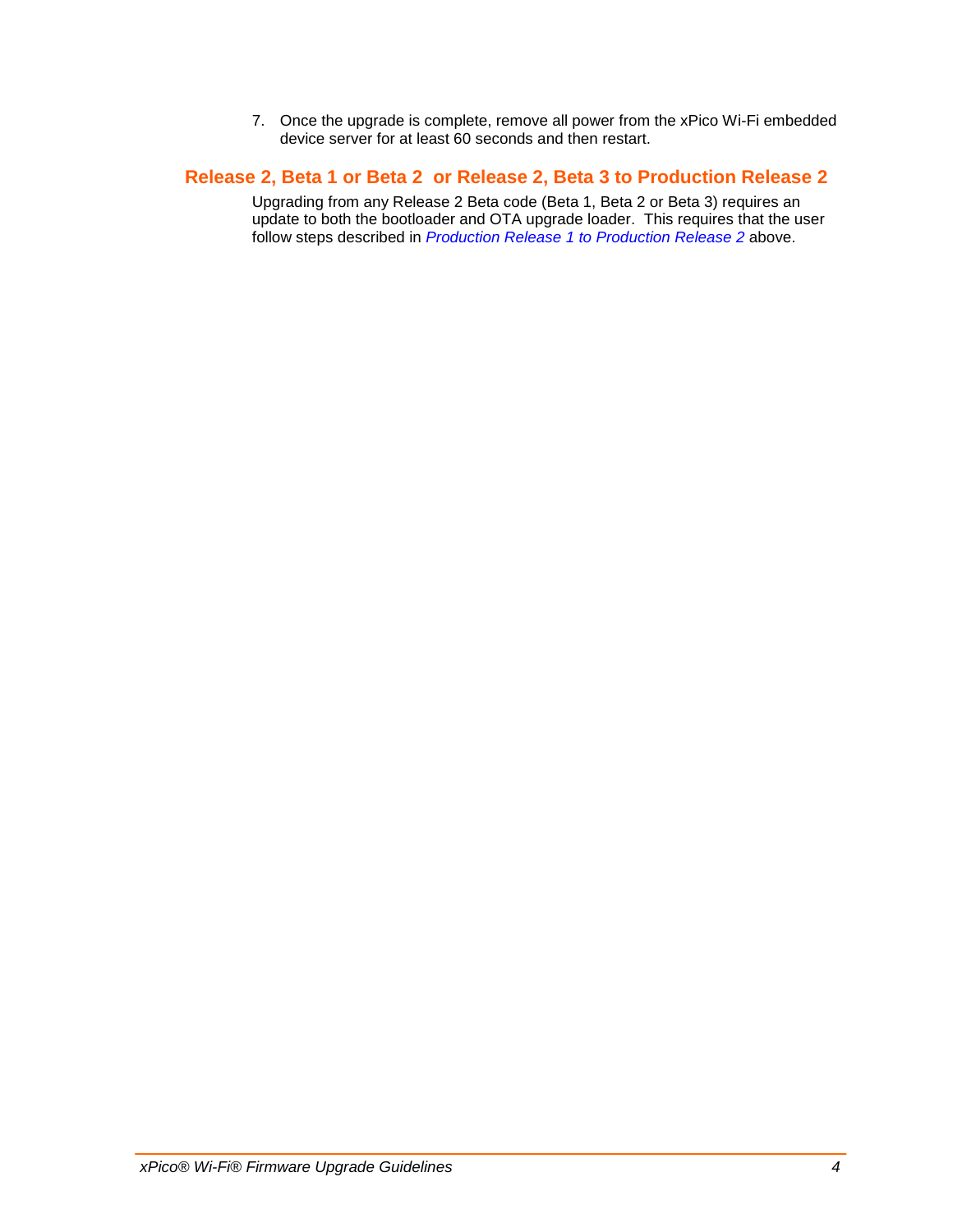7. Once the upgrade is complete, remove all power from the xPico Wi-Fi embedded device server for at least 60 seconds and then restart.

## Release 2, Beta 1 or Beta 2 or Release 2, Beta 3 to Production Release 2

Upgrading from any Release 2 Beta code (Beta 1, Beta 2 or Beta 3) requires an update to both the bootloader and OTA upgrade loader. This requires that the user follow steps described in *Production Release 1 to Production Release 2* above.